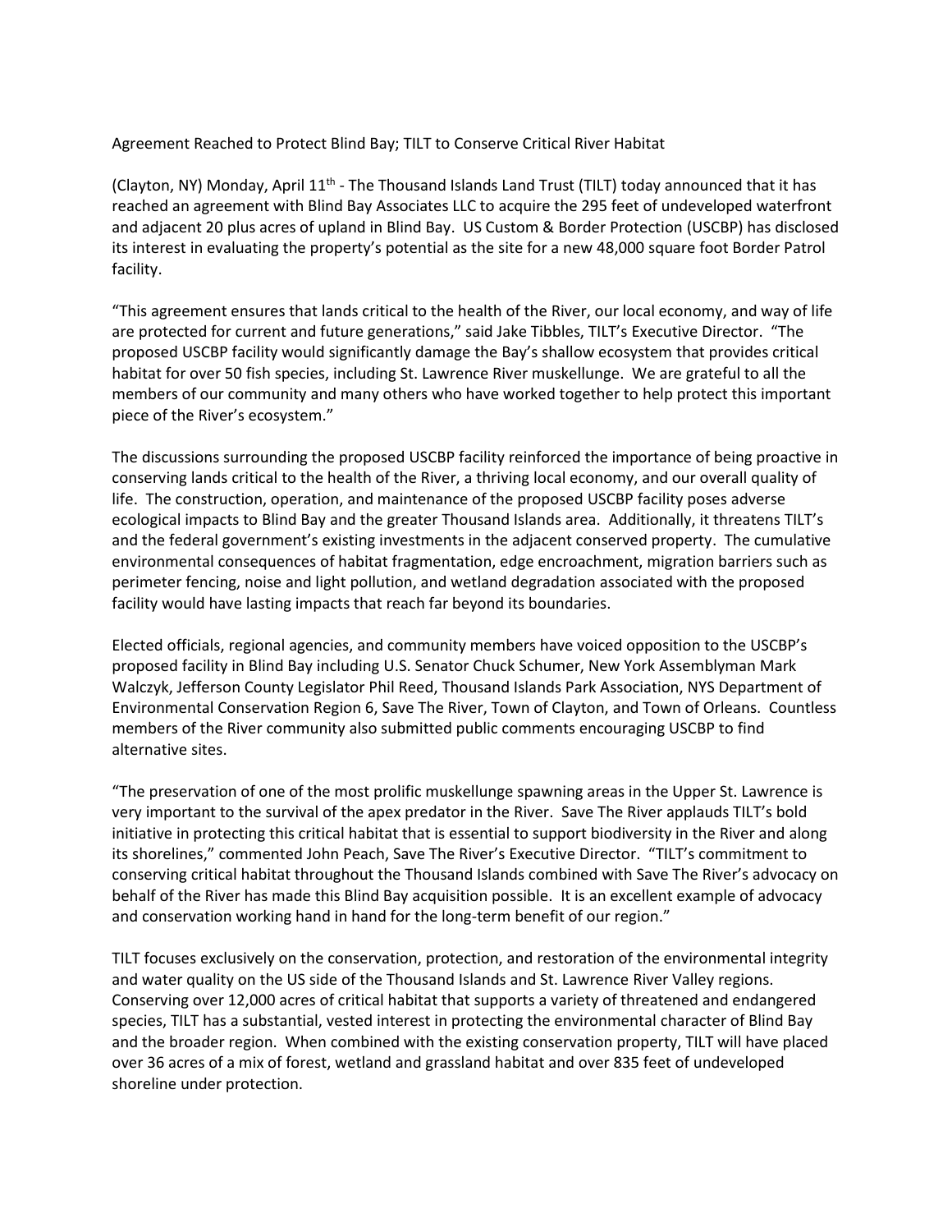Agreement Reached to Protect Blind Bay; TILT to Conserve Critical River Habitat

(Clayton, NY) Monday, April 11th - The Thousand Islands Land Trust (TILT) today announced that it has reached an agreement with Blind Bay Associates LLC to acquire the 295 feet of undeveloped waterfront and adjacent 20 plus acres of upland in Blind Bay. US Custom & Border Protection (USCBP) has disclosed its interest in evaluating the property's potential as the site for a new 48,000 square foot Border Patrol facility.

"This agreement ensures that lands critical to the health of the River, our local economy, and way of life are protected for current and future generations," said Jake Tibbles, TILT's Executive Director. "The proposed USCBP facility would significantly damage the Bay's shallow ecosystem that provides critical habitat for over 50 fish species, including St. Lawrence River muskellunge. We are grateful to all the members of our community and many others who have worked together to help protect this important piece of the River's ecosystem."

The discussions surrounding the proposed USCBP facility reinforced the importance of being proactive in conserving lands critical to the health of the River, a thriving local economy, and our overall quality of life. The construction, operation, and maintenance of the proposed USCBP facility poses adverse ecological impacts to Blind Bay and the greater Thousand Islands area. Additionally, it threatens TILT's and the federal government's existing investments in the adjacent conserved property. The cumulative environmental consequences of habitat fragmentation, edge encroachment, migration barriers such as perimeter fencing, noise and light pollution, and wetland degradation associated with the proposed facility would have lasting impacts that reach far beyond its boundaries.

Elected officials, regional agencies, and community members have voiced opposition to the USCBP's proposed facility in Blind Bay including U.S. Senator Chuck Schumer, New York Assemblyman Mark Walczyk, Jefferson County Legislator Phil Reed, Thousand Islands Park Association, NYS Department of Environmental Conservation Region 6, Save The River, Town of Clayton, and Town of Orleans. Countless members of the River community also submitted public comments encouraging USCBP to find alternative sites.

"The preservation of one of the most prolific muskellunge spawning areas in the Upper St. Lawrence is very important to the survival of the apex predator in the River. Save The River applauds TILT's bold initiative in protecting this critical habitat that is essential to support biodiversity in the River and along its shorelines," commented John Peach, Save The River's Executive Director. "TILT's commitment to conserving critical habitat throughout the Thousand Islands combined with Save The River's advocacy on behalf of the River has made this Blind Bay acquisition possible. It is an excellent example of advocacy and conservation working hand in hand for the long-term benefit of our region."

TILT focuses exclusively on the conservation, protection, and restoration of the environmental integrity and water quality on the US side of the Thousand Islands and St. Lawrence River Valley regions. Conserving over 12,000 acres of critical habitat that supports a variety of threatened and endangered species, TILT has a substantial, vested interest in protecting the environmental character of Blind Bay and the broader region. When combined with the existing conservation property, TILT will have placed over 36 acres of a mix of forest, wetland and grassland habitat and over 835 feet of undeveloped shoreline under protection.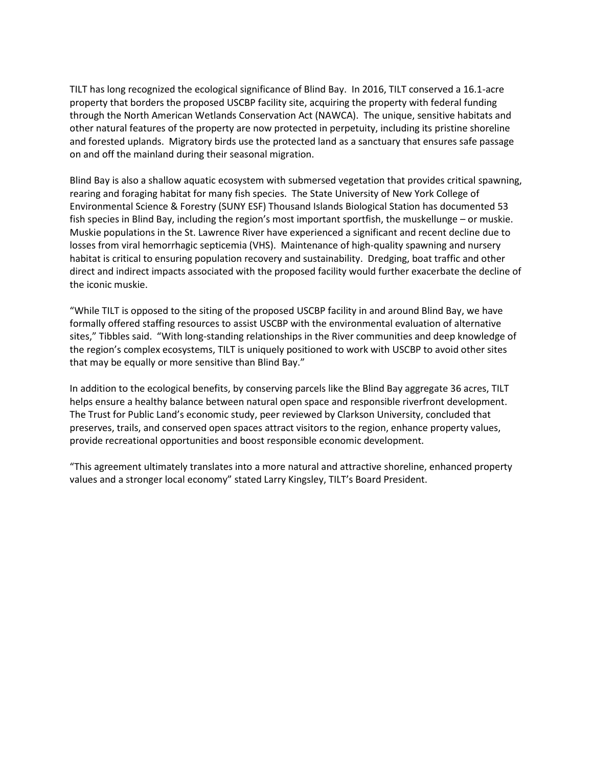TILT has long recognized the ecological significance of Blind Bay. In 2016, TILT conserved a 16.1-acre property that borders the proposed USCBP facility site, acquiring the property with federal funding through the North American Wetlands Conservation Act (NAWCA). The unique, sensitive habitats and other natural features of the property are now protected in perpetuity, including its pristine shoreline and forested uplands. Migratory birds use the protected land as a sanctuary that ensures safe passage on and off the mainland during their seasonal migration.

Blind Bay is also a shallow aquatic ecosystem with submersed vegetation that provides critical spawning, rearing and foraging habitat for many fish species. The State University of New York College of Environmental Science & Forestry (SUNY ESF) Thousand Islands Biological Station has documented 53 fish species in Blind Bay, including the region's most important sportfish, the muskellunge – or muskie. Muskie populations in the St. Lawrence River have experienced a significant and recent decline due to losses from viral hemorrhagic septicemia (VHS). Maintenance of high-quality spawning and nursery habitat is critical to ensuring population recovery and sustainability. Dredging, boat traffic and other direct and indirect impacts associated with the proposed facility would further exacerbate the decline of the iconic muskie.

"While TILT is opposed to the siting of the proposed USCBP facility in and around Blind Bay, we have formally offered staffing resources to assist USCBP with the environmental evaluation of alternative sites," Tibbles said. "With long-standing relationships in the River communities and deep knowledge of the region's complex ecosystems, TILT is uniquely positioned to work with USCBP to avoid other sites that may be equally or more sensitive than Blind Bay."

In addition to the ecological benefits, by conserving parcels like the Blind Bay aggregate 36 acres, TILT helps ensure a healthy balance between natural open space and responsible riverfront development. The Trust for Public Land's economic study, peer reviewed by Clarkson University, concluded that preserves, trails, and conserved open spaces attract visitors to the region, enhance property values, provide recreational opportunities and boost responsible economic development.

"This agreement ultimately translates into a more natural and attractive shoreline, enhanced property values and a stronger local economy" stated Larry Kingsley, TILT's Board President.